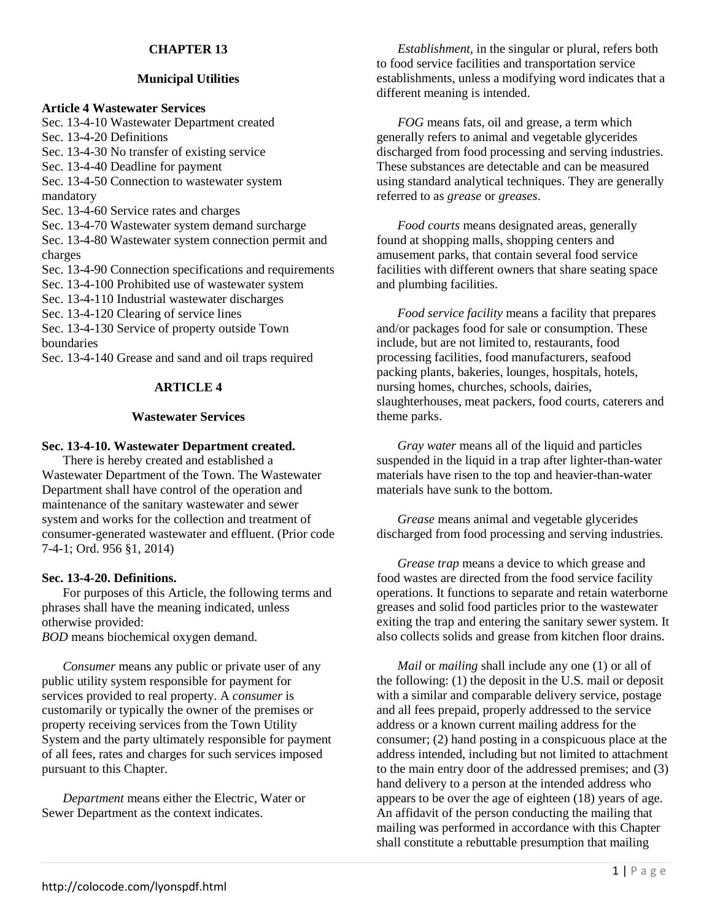# CHAPTER 13

## Municipal Utilities

**Article 4 Wastewater Services**

Sec. 13-4-10 Wastewater Department created
Sec. 13-4-20 Definitions
Sec. 13-4-30 No transfer of existing service
Sec. 13-4-40 Deadline for payment
Sec. 13-4-50 Connection to wastewater system mandatory
Sec. 13-4-60 Service rates and charges
Sec. 13-4-70 Wastewater system demand surcharge
Sec. 13-4-80 Wastewater system connection permit and charges
Sec. 13-4-90 Connection specifications and requirements
Sec. 13-4-100 Prohibited use of wastewater system
Sec. 13-4-110 Industrial wastewater discharges
Sec. 13-4-120 Clearing of service lines
Sec. 13-4-130 Service of property outside Town boundaries
Sec. 13-4-140 Grease and sand and oil traps required

## ARTICLE 4

## Wastewater Services

### Sec. 13-4-10. Wastewater Department created.

There is hereby created and established a Wastewater Department of the Town. The Wastewater Department shall have control of the operation and maintenance of the sanitary wastewater and sewer system and works for the collection and treatment of consumer-generated wastewater and effluent. (Prior code 7-4-1; Ord. 956 §1, 2014)

### Sec. 13-4-20. Definitions.

For purposes of this Article, the following terms and phrases shall have the meaning indicated, unless otherwise provided:

*BOD* means biochemical oxygen demand.

*Consumer* means any public or private user of any public utility system responsible for payment for services provided to real property. A *consumer* is customarily or typically the owner of the premises or property receiving services from the Town Utility System and the party ultimately responsible for payment of all fees, rates and charges for such services imposed pursuant to this Chapter.

*Department* means either the Electric, Water or Sewer Department as the context indicates.

*Establishment*, in the singular or plural, refers both to food service facilities and transportation service establishments, unless a modifying word indicates that a different meaning is intended.

*FOG* means fats, oil and grease, a term which generally refers to animal and vegetable glycerides discharged from food processing and serving industries. These substances are detectable and can be measured using standard analytical techniques. They are generally referred to as *grease* or *greases*.

*Food courts* means designated areas, generally found at shopping malls, shopping centers and amusement parks, that contain several food service facilities with different owners that share seating space and plumbing facilities.

*Food service facility* means a facility that prepares and/or packages food for sale or consumption. These include, but are not limited to, restaurants, food processing facilities, food manufacturers, seafood packing plants, bakeries, lounges, hospitals, hotels, nursing homes, churches, schools, dairies, slaughterhouses, meat packers, food courts, caterers and theme parks.

*Gray water* means all of the liquid and particles suspended in the liquid in a trap after lighter-than-water materials have risen to the top and heavier-than-water materials have sunk to the bottom.

*Grease* means animal and vegetable glycerides discharged from food processing and serving industries.

*Grease trap* means a device to which grease and food wastes are directed from the food service facility operations. It functions to separate and retain waterborne greases and solid food particles prior to the wastewater exiting the trap and entering the sanitary sewer system. It also collects solids and grease from kitchen floor drains.

*Mail* or *mailing* shall include any one (1) or all of the following: (1) the deposit in the U.S. mail or deposit with a similar and comparable delivery service, postage and all fees prepaid, properly addressed to the service address or a known current mailing address for the consumer; (2) hand posting in a conspicuous place at the address intended, including but not limited to attachment to the main entry door of the addressed premises; and (3) hand delivery to a person at the intended address who appears to be over the age of eighteen (18) years of age. An affidavit of the person conducting the mailing that mailing was performed in accordance with this Chapter shall constitute a rebuttable presumption that mailing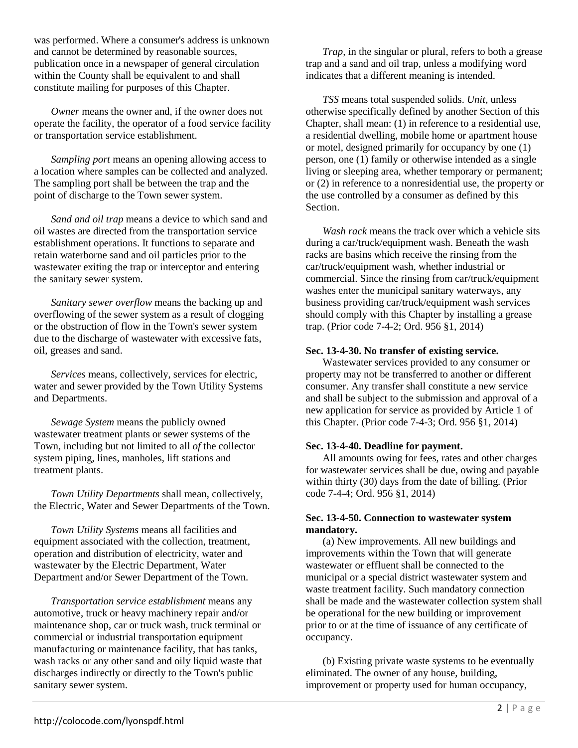was performed. Where a consumer's address is unknown and cannot be determined by reasonable sources, publication once in a newspaper of general circulation within the County shall be equivalent to and shall constitute mailing for purposes of this Chapter.

*Owner* means the owner and, if the owner does not operate the facility, the operator of a food service facility or transportation service establishment.

*Sampling port* means an opening allowing access to a location where samples can be collected and analyzed. The sampling port shall be between the trap and the point of discharge to the Town sewer system.

*Sand and oil trap* means a device to which sand and oil wastes are directed from the transportation service establishment operations. It functions to separate and retain waterborne sand and oil particles prior to the wastewater exiting the trap or interceptor and entering the sanitary sewer system.

*Sanitary sewer overflow* means the backing up and overflowing of the sewer system as a result of clogging or the obstruction of flow in the Town's sewer system due to the discharge of wastewater with excessive fats, oil, greases and sand.

*Services* means, collectively, services for electric, water and sewer provided by the Town Utility Systems and Departments.

*Sewage System* means the publicly owned wastewater treatment plants or sewer systems of the Town, including but not limited to all *of* the collector system piping, lines, manholes, lift stations and treatment plants.

*Town Utility Departments* shall mean, collectively, the Electric, Water and Sewer Departments of the Town.

*Town Utility Systems* means all facilities and equipment associated with the collection, treatment, operation and distribution of electricity, water and wastewater by the Electric Department, Water Department and/or Sewer Department of the Town.

*Transportation service establishment* means any automotive, truck or heavy machinery repair and/or maintenance shop, car or truck wash, truck terminal or commercial or industrial transportation equipment manufacturing or maintenance facility, that has tanks, wash racks or any other sand and oily liquid waste that discharges indirectly or directly to the Town's public sanitary sewer system.

*Trap,* in the singular or plural, refers to both a grease trap and a sand and oil trap, unless a modifying word indicates that a different meaning is intended.

*TSS* means total suspended solids. *Unit,* unless otherwise specifically defined by another Section of this Chapter, shall mean: (1) in reference to a residential use, a residential dwelling, mobile home or apartment house or motel, designed primarily for occupancy by one (1) person, one (1) family or otherwise intended as a single living or sleeping area, whether temporary or permanent; or (2) in reference to a nonresidential use, the property or the use controlled by a consumer as defined by this Section.

*Wash rack* means the track over which a vehicle sits during a car/truck/equipment wash. Beneath the wash racks are basins which receive the rinsing from the car/truck/equipment wash, whether industrial or commercial. Since the rinsing from car/truck/equipment washes enter the municipal sanitary waterways, any business providing car/truck/equipment wash services should comply with this Chapter by installing a grease trap. (Prior code 7-4-2; Ord. 956 §1, 2014)

**Sec. 13-4-30. No transfer of existing service.**

Wastewater services provided to any consumer or property may not be transferred to another or different consumer. Any transfer shall constitute a new service and shall be subject to the submission and approval of a new application for service as provided by Article 1 of this Chapter. (Prior code 7-4-3; Ord. 956 §1, 2014)

**Sec. 13-4-40. Deadline for payment.**

All amounts owing for fees, rates and other charges for wastewater services shall be due, owing and payable within thirty (30) days from the date of billing. (Prior code 7-4-4; Ord. 956 §1, 2014)

**Sec. 13-4-50. Connection to wastewater system mandatory.**

(a) New improvements. All new buildings and improvements within the Town that will generate wastewater or effluent shall be connected to the municipal or a special district wastewater system and waste treatment facility. Such mandatory connection shall be made and the wastewater collection system shall be operational for the new building or improvement prior to or at the time of issuance of any certificate of occupancy.

(b) Existing private waste systems to be eventually eliminated. The owner of any house, building, improvement or property used for human occupancy,

http://colocode.com/lyonspdf.html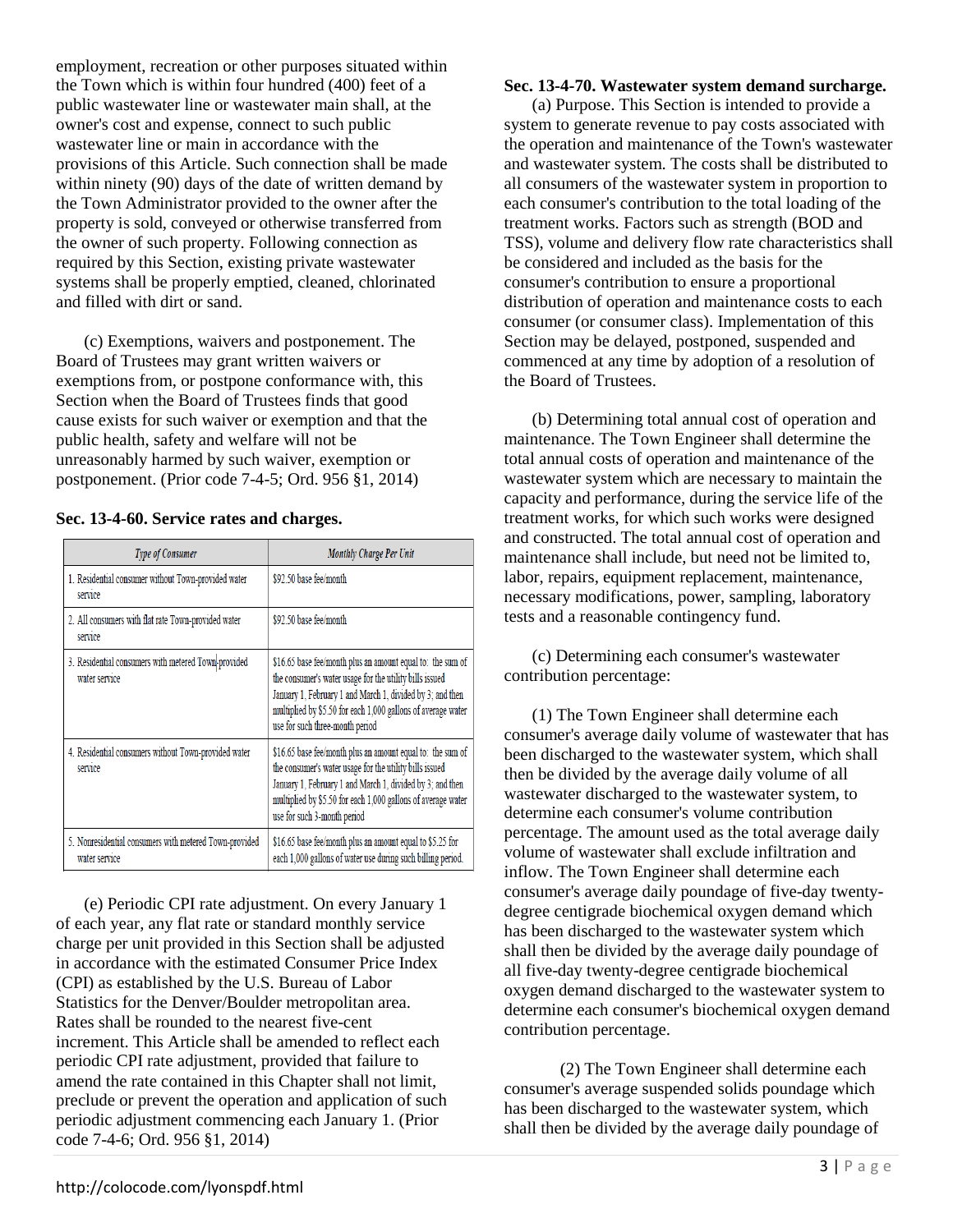employment, recreation or other purposes situated within the Town which is within four hundred (400) feet of a public wastewater line or wastewater main shall, at the owner's cost and expense, connect to such public wastewater line or main in accordance with the provisions of this Article. Such connection shall be made within ninety (90) days of the date of written demand by the Town Administrator provided to the owner after the property is sold, conveyed or otherwise transferred from the owner of such property. Following connection as required by this Section, existing private wastewater systems shall be properly emptied, cleaned, chlorinated and filled with dirt or sand.

(c) Exemptions, waivers and postponement. The Board of Trustees may grant written waivers or exemptions from, or postpone conformance with, this Section when the Board of Trustees finds that good cause exists for such waiver or exemption and that the public health, safety and welfare will not be unreasonably harmed by such waiver, exemption or postponement. (Prior code 7-4-5; Ord. 956 §1, 2014)

**Sec. 13-4-60. Service rates and charges.**

| *Type of Consumer* | *Monthly Charge Per Unit* |
|---|---|
| 1. Residential consumer without Town-provided water service | $92.50 base fee/month |
| 2. All consumers with flat rate Town-provided water service | $92.50 base fee/month |
| 3. Residential consumers with metered Town-provided water service | $16.65 base fee/month plus an amount equal to: the sum of the consumer's water usage for the utility bills issued January 1, February 1 and March 1, divided by 3; and then multiplied by $5.50 for each 1,000 gallons of average water use for such three-month period |
| 4. Residential consumers without Town-provided water service | $16.65 base fee/month plus an amount equal to: the sum of the consumer's water usage for the utility bills issued January 1, February 1 and March 1, divided by 3; and then multiplied by $5.50 for each 1,000 gallons of average water use for such 3-month period |
| 5. Nonresidential consumers with metered Town-provided water service | $16.65 base fee/month plus an amount equal to $5.25 for each 1,000 gallons of water use during such billing period. |

(e) Periodic CPI rate adjustment. On every January 1 of each year, any flat rate or standard monthly service charge per unit provided in this Section shall be adjusted in accordance with the estimated Consumer Price Index (CPI) as established by the U.S. Bureau of Labor Statistics for the Denver/Boulder metropolitan area. Rates shall be rounded to the nearest five-cent increment. This Article shall be amended to reflect each periodic CPI rate adjustment, provided that failure to amend the rate contained in this Chapter shall not limit, preclude or prevent the operation and application of such periodic adjustment commencing each January 1. (Prior code 7-4-6; Ord. 956 §1, 2014)

**Sec. 13-4-70. Wastewater system demand surcharge.**

(a) Purpose. This Section is intended to provide a system to generate revenue to pay costs associated with the operation and maintenance of the Town's wastewater and wastewater system. The costs shall be distributed to all consumers of the wastewater system in proportion to each consumer's contribution to the total loading of the treatment works. Factors such as strength (BOD and TSS), volume and delivery flow rate characteristics shall be considered and included as the basis for the consumer's contribution to ensure a proportional distribution of operation and maintenance costs to each consumer (or consumer class). Implementation of this Section may be delayed, postponed, suspended and commenced at any time by adoption of a resolution of the Board of Trustees.

(b) Determining total annual cost of operation and maintenance. The Town Engineer shall determine the total annual costs of operation and maintenance of the wastewater system which are necessary to maintain the capacity and performance, during the service life of the treatment works, for which such works were designed and constructed. The total annual cost of operation and maintenance shall include, but need not be limited to, labor, repairs, equipment replacement, maintenance, necessary modifications, power, sampling, laboratory tests and a reasonable contingency fund.

(c) Determining each consumer's wastewater contribution percentage:

(1) The Town Engineer shall determine each consumer's average daily volume of wastewater that has been discharged to the wastewater system, which shall then be divided by the average daily volume of all wastewater discharged to the wastewater system, to determine each consumer's volume contribution percentage. The amount used as the total average daily volume of wastewater shall exclude infiltration and inflow. The Town Engineer shall determine each consumer's average daily poundage of five-day twenty-degree centigrade biochemical oxygen demand which has been discharged to the wastewater system which shall then be divided by the average daily poundage of all five-day twenty-degree centigrade biochemical oxygen demand discharged to the wastewater system to determine each consumer's biochemical oxygen demand contribution percentage.

(2) The Town Engineer shall determine each consumer's average suspended solids poundage which has been discharged to the wastewater system, which shall then be divided by the average daily poundage of

http://colocode.com/lyonspdf.html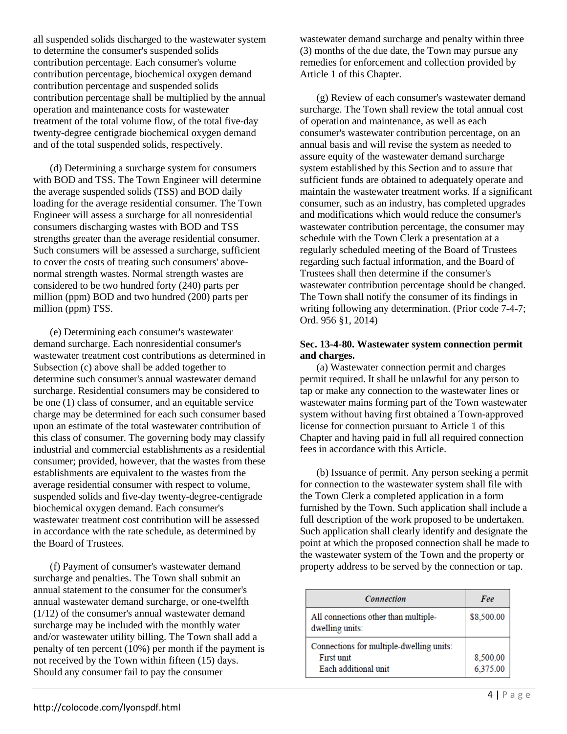all suspended solids discharged to the wastewater system to determine the consumer's suspended solids contribution percentage. Each consumer's volume contribution percentage, biochemical oxygen demand contribution percentage and suspended solids contribution percentage shall be multiplied by the annual operation and maintenance costs for wastewater treatment of the total volume flow, of the total five-day twenty-degree centigrade biochemical oxygen demand and of the total suspended solids, respectively.

(d) Determining a surcharge system for consumers with BOD and TSS. The Town Engineer will determine the average suspended solids (TSS) and BOD daily loading for the average residential consumer. The Town Engineer will assess a surcharge for all nonresidential consumers discharging wastes with BOD and TSS strengths greater than the average residential consumer. Such consumers will be assessed a surcharge, sufficient to cover the costs of treating such consumers' above-normal strength wastes. Normal strength wastes are considered to be two hundred forty (240) parts per million (ppm) BOD and two hundred (200) parts per million (ppm) TSS.

(e) Determining each consumer's wastewater demand surcharge. Each nonresidential consumer's wastewater treatment cost contributions as determined in Subsection (c) above shall be added together to determine such consumer's annual wastewater demand surcharge. Residential consumers may be considered to be one (1) class of consumer, and an equitable service charge may be determined for each such consumer based upon an estimate of the total wastewater contribution of this class of consumer. The governing body may classify industrial and commercial establishments as a residential consumer; provided, however, that the wastes from these establishments are equivalent to the wastes from the average residential consumer with respect to volume, suspended solids and five-day twenty-degree-centigrade biochemical oxygen demand. Each consumer's wastewater treatment cost contribution will be assessed in accordance with the rate schedule, as determined by the Board of Trustees.

(f) Payment of consumer's wastewater demand surcharge and penalties. The Town shall submit an annual statement to the consumer for the consumer's annual wastewater demand surcharge, or one-twelfth (1/12) of the consumer's annual wastewater demand surcharge may be included with the monthly water and/or wastewater utility billing. The Town shall add a penalty of ten percent (10%) per month if the payment is not received by the Town within fifteen (15) days. Should any consumer fail to pay the consumer wastewater demand surcharge and penalty within three (3) months of the due date, the Town may pursue any remedies for enforcement and collection provided by Article 1 of this Chapter.

(g) Review of each consumer's wastewater demand surcharge. The Town shall review the total annual cost of operation and maintenance, as well as each consumer's wastewater contribution percentage, on an annual basis and will revise the system as needed to assure equity of the wastewater demand surcharge system established by this Section and to assure that sufficient funds are obtained to adequately operate and maintain the wastewater treatment works. If a significant consumer, such as an industry, has completed upgrades and modifications which would reduce the consumer's wastewater contribution percentage, the consumer may schedule with the Town Clerk a presentation at a regularly scheduled meeting of the Board of Trustees regarding such factual information, and the Board of Trustees shall then determine if the consumer's wastewater contribution percentage should be changed. The Town shall notify the consumer of its findings in writing following any determination. (Prior code 7-4-7; Ord. 956 §1, 2014)

**Sec. 13-4-80. Wastewater system connection permit and charges.**

(a) Wastewater connection permit and charges permit required. It shall be unlawful for any person to tap or make any connection to the wastewater lines or wastewater mains forming part of the Town wastewater system without having first obtained a Town-approved license for connection pursuant to Article 1 of this Chapter and having paid in full all required connection fees in accordance with this Article.

(b) Issuance of permit. Any person seeking a permit for connection to the wastewater system shall file with the Town Clerk a completed application in a form furnished by the Town. Such application shall include a full description of the work proposed to be undertaken. Such application shall clearly identify and designate the point at which the proposed connection shall be made to the wastewater system of the Town and the property or property address to be served by the connection or tap.

| *Connection* | *Fee* |
|---|---|
| All connections other than multiple-dwelling units: | $8,500.00 |
| Connections for multiple-dwelling units:<br>First unit<br>Each additional unit | <br>8,500.00<br>6,375.00 |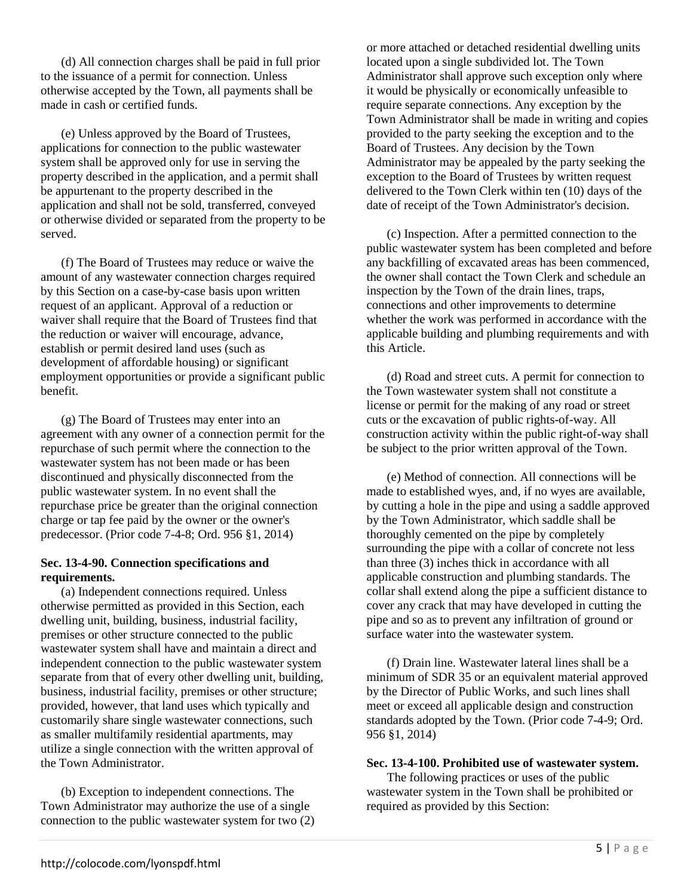(d) All connection charges shall be paid in full prior to the issuance of a permit for connection. Unless otherwise accepted by the Town, all payments shall be made in cash or certified funds.

(e) Unless approved by the Board of Trustees, applications for connection to the public wastewater system shall be approved only for use in serving the property described in the application, and a permit shall be appurtenant to the property described in the application and shall not be sold, transferred, conveyed or otherwise divided or separated from the property to be served.

(f) The Board of Trustees may reduce or waive the amount of any wastewater connection charges required by this Section on a case-by-case basis upon written request of an applicant. Approval of a reduction or waiver shall require that the Board of Trustees find that the reduction or waiver will encourage, advance, establish or permit desired land uses (such as development of affordable housing) or significant employment opportunities or provide a significant public benefit.

(g) The Board of Trustees may enter into an agreement with any owner of a connection permit for the repurchase of such permit where the connection to the wastewater system has not been made or has been discontinued and physically disconnected from the public wastewater system. In no event shall the repurchase price be greater than the original connection charge or tap fee paid by the owner or the owner's predecessor. (Prior code 7-4-8; Ord. 956 §1, 2014)

**Sec. 13-4-90. Connection specifications and requirements.**

(a) Independent connections required. Unless otherwise permitted as provided in this Section, each dwelling unit, building, business, industrial facility, premises or other structure connected to the public wastewater system shall have and maintain a direct and independent connection to the public wastewater system separate from that of every other dwelling unit, building, business, industrial facility, premises or other structure; provided, however, that land uses which typically and customarily share single wastewater connections, such as smaller multifamily residential apartments, may utilize a single connection with the written approval of the Town Administrator.

(b) Exception to independent connections. The Town Administrator may authorize the use of a single connection to the public wastewater system for two (2) or more attached or detached residential dwelling units located upon a single subdivided lot. The Town Administrator shall approve such exception only where it would be physically or economically unfeasible to require separate connections. Any exception by the Town Administrator shall be made in writing and copies provided to the party seeking the exception and to the Board of Trustees. Any decision by the Town Administrator may be appealed by the party seeking the exception to the Board of Trustees by written request delivered to the Town Clerk within ten (10) days of the date of receipt of the Town Administrator's decision.

(c) Inspection. After a permitted connection to the public wastewater system has been completed and before any backfilling of excavated areas has been commenced, the owner shall contact the Town Clerk and schedule an inspection by the Town of the drain lines, traps, connections and other improvements to determine whether the work was performed in accordance with the applicable building and plumbing requirements and with this Article.

(d) Road and street cuts. A permit for connection to the Town wastewater system shall not constitute a license or permit for the making of any road or street cuts or the excavation of public rights-of-way. All construction activity within the public right-of-way shall be subject to the prior written approval of the Town.

(e) Method of connection. All connections will be made to established wyes, and, if no wyes are available, by cutting a hole in the pipe and using a saddle approved by the Town Administrator, which saddle shall be thoroughly cemented on the pipe by completely surrounding the pipe with a collar of concrete not less than three (3) inches thick in accordance with all applicable construction and plumbing standards. The collar shall extend along the pipe a sufficient distance to cover any crack that may have developed in cutting the pipe and so as to prevent any infiltration of ground or surface water into the wastewater system.

(f) Drain line. Wastewater lateral lines shall be a minimum of SDR 35 or an equivalent material approved by the Director of Public Works, and such lines shall meet or exceed all applicable design and construction standards adopted by the Town. (Prior code 7-4-9; Ord. 956 §1, 2014)

**Sec. 13-4-100. Prohibited use of wastewater system.**

The following practices or uses of the public wastewater system in the Town shall be prohibited or required as provided by this Section: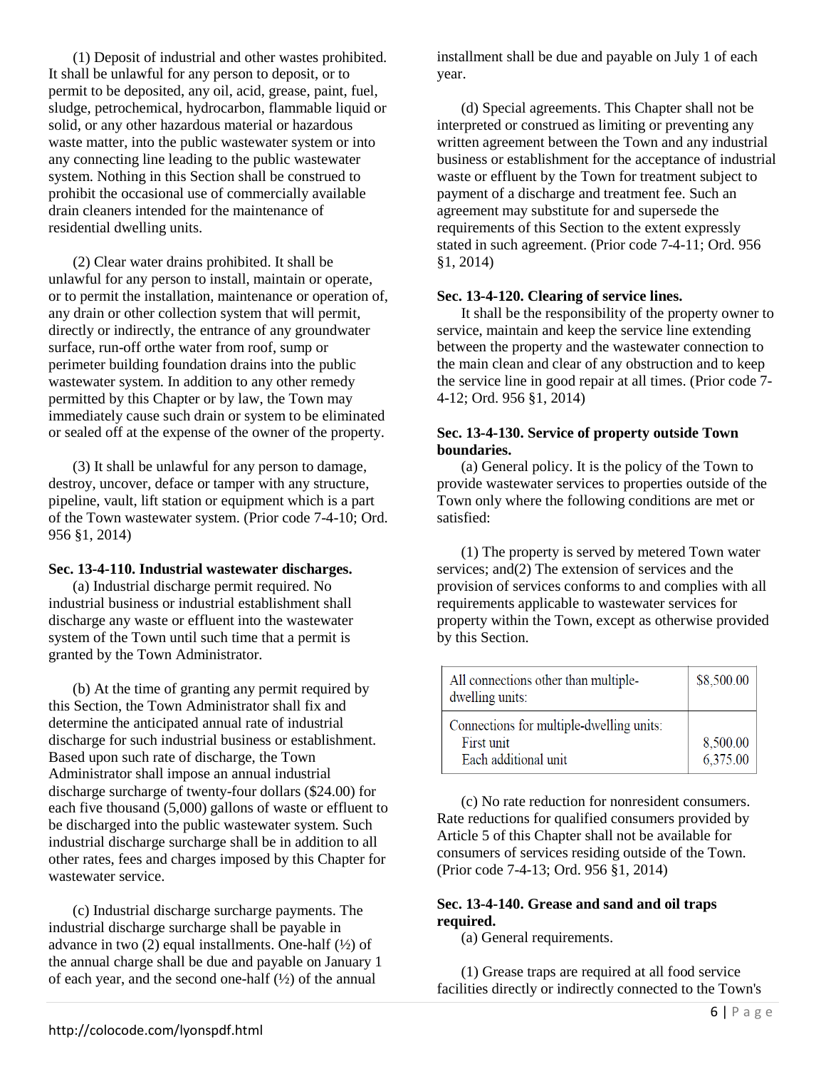(1) Deposit of industrial and other wastes prohibited. It shall be unlawful for any person to deposit, or to permit to be deposited, any oil, acid, grease, paint, fuel, sludge, petrochemical, hydrocarbon, flammable liquid or solid, or any other hazardous material or hazardous waste matter, into the public wastewater system or into any connecting line leading to the public wastewater system. Nothing in this Section shall be construed to prohibit the occasional use of commercially available drain cleaners intended for the maintenance of residential dwelling units.

(2) Clear water drains prohibited. It shall be unlawful for any person to install, maintain or operate, or to permit the installation, maintenance or operation of, any drain or other collection system that will permit, directly or indirectly, the entrance of any groundwater surface, run-off orthe water from roof, sump or perimeter building foundation drains into the public wastewater system. In addition to any other remedy permitted by this Chapter or by law, the Town may immediately cause such drain or system to be eliminated or sealed off at the expense of the owner of the property.

(3) It shall be unlawful for any person to damage, destroy, uncover, deface or tamper with any structure, pipeline, vault, lift station or equipment which is a part of the Town wastewater system. (Prior code 7-4-10; Ord. 956 §1, 2014)

**Sec. 13-4-110. Industrial wastewater discharges.**

(a) Industrial discharge permit required. No industrial business or industrial establishment shall discharge any waste or effluent into the wastewater system of the Town until such time that a permit is granted by the Town Administrator.

(b) At the time of granting any permit required by this Section, the Town Administrator shall fix and determine the anticipated annual rate of industrial discharge for such industrial business or establishment. Based upon such rate of discharge, the Town Administrator shall impose an annual industrial discharge surcharge of twenty-four dollars ($24.00) for each five thousand (5,000) gallons of waste or effluent to be discharged into the public wastewater system. Such industrial discharge surcharge shall be in addition to all other rates, fees and charges imposed by this Chapter for wastewater service.

(c) Industrial discharge surcharge payments. The industrial discharge surcharge shall be payable in advance in two (2) equal installments. One-half (½) of the annual charge shall be due and payable on January 1 of each year, and the second one-half (½) of the annual installment shall be due and payable on July 1 of each year.

(d) Special agreements. This Chapter shall not be interpreted or construed as limiting or preventing any written agreement between the Town and any industrial business or establishment for the acceptance of industrial waste or effluent by the Town for treatment subject to payment of a discharge and treatment fee. Such an agreement may substitute for and supersede the requirements of this Section to the extent expressly stated in such agreement. (Prior code 7-4-11; Ord. 956 §1, 2014)

**Sec. 13-4-120. Clearing of service lines.**

It shall be the responsibility of the property owner to service, maintain and keep the service line extending between the property and the wastewater connection to the main clean and clear of any obstruction and to keep the service line in good repair at all times. (Prior code 7-4-12; Ord. 956 §1, 2014)

**Sec. 13-4-130. Service of property outside Town boundaries.**

(a) General policy. It is the policy of the Town to provide wastewater services to properties outside of the Town only where the following conditions are met or satisfied:

(1) The property is served by metered Town water services; and(2) The extension of services and the provision of services conforms to and complies with all requirements applicable to wastewater services for property within the Town, except as otherwise provided by this Section.

| All connections other than multiple-dwelling units: | $8,500.00 |
|---|---|
| Connections for multiple-dwelling units:<br>First unit<br>Each additional unit | <br>8,500.00<br>6,375.00 |

(c) No rate reduction for nonresident consumers. Rate reductions for qualified consumers provided by Article 5 of this Chapter shall not be available for consumers of services residing outside of the Town. (Prior code 7-4-13; Ord. 956 §1, 2014)

**Sec. 13-4-140. Grease and sand and oil traps required.**

(a) General requirements.

(1) Grease traps are required at all food service facilities directly or indirectly connected to the Town's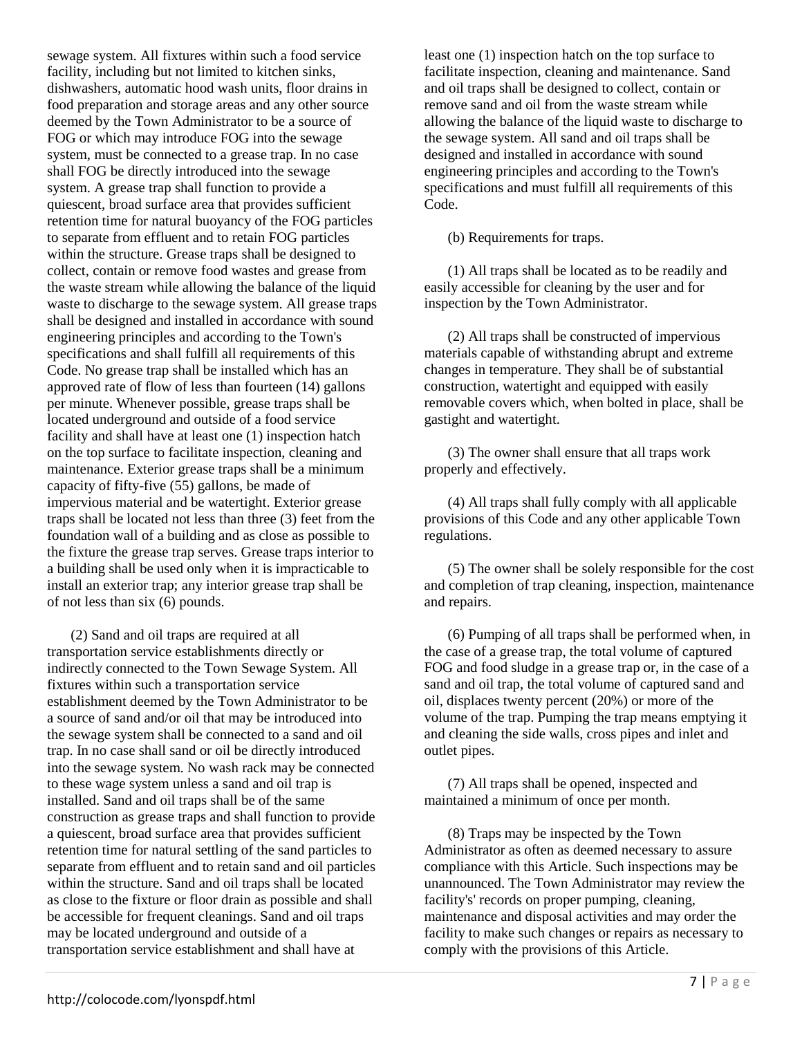sewage system. All fixtures within such a food service facility, including but not limited to kitchen sinks, dishwashers, automatic hood wash units, floor drains in food preparation and storage areas and any other source deemed by the Town Administrator to be a source of FOG or which may introduce FOG into the sewage system, must be connected to a grease trap. In no case shall FOG be directly introduced into the sewage system. A grease trap shall function to provide a quiescent, broad surface area that provides sufficient retention time for natural buoyancy of the FOG particles to separate from effluent and to retain FOG particles within the structure. Grease traps shall be designed to collect, contain or remove food wastes and grease from the waste stream while allowing the balance of the liquid waste to discharge to the sewage system. All grease traps shall be designed and installed in accordance with sound engineering principles and according to the Town's specifications and shall fulfill all requirements of this Code. No grease trap shall be installed which has an approved rate of flow of less than fourteen (14) gallons per minute. Whenever possible, grease traps shall be located underground and outside of a food service facility and shall have at least one (1) inspection hatch on the top surface to facilitate inspection, cleaning and maintenance. Exterior grease traps shall be a minimum capacity of fifty-five (55) gallons, be made of impervious material and be watertight. Exterior grease traps shall be located not less than three (3) feet from the foundation wall of a building and as close as possible to the fixture the grease trap serves. Grease traps interior to a building shall be used only when it is impracticable to install an exterior trap; any interior grease trap shall be of not less than six (6) pounds.

(2) Sand and oil traps are required at all transportation service establishments directly or indirectly connected to the Town Sewage System. All fixtures within such a transportation service establishment deemed by the Town Administrator to be a source of sand and/or oil that may be introduced into the sewage system shall be connected to a sand and oil trap. In no case shall sand or oil be directly introduced into the sewage system. No wash rack may be connected to these wage system unless a sand and oil trap is installed. Sand and oil traps shall be of the same construction as grease traps and shall function to provide a quiescent, broad surface area that provides sufficient retention time for natural settling of the sand particles to separate from effluent and to retain sand and oil particles within the structure. Sand and oil traps shall be located as close to the fixture or floor drain as possible and shall be accessible for frequent cleanings. Sand and oil traps may be located underground and outside of a transportation service establishment and shall have at least one (1) inspection hatch on the top surface to facilitate inspection, cleaning and maintenance. Sand and oil traps shall be designed to collect, contain or remove sand and oil from the waste stream while allowing the balance of the liquid waste to discharge to the sewage system. All sand and oil traps shall be designed and installed in accordance with sound engineering principles and according to the Town's specifications and must fulfill all requirements of this Code.

(b) Requirements for traps.

(1) All traps shall be located as to be readily and easily accessible for cleaning by the user and for inspection by the Town Administrator.

(2) All traps shall be constructed of impervious materials capable of withstanding abrupt and extreme changes in temperature. They shall be of substantial construction, watertight and equipped with easily removable covers which, when bolted in place, shall be gastight and watertight.

(3) The owner shall ensure that all traps work properly and effectively.

(4) All traps shall fully comply with all applicable provisions of this Code and any other applicable Town regulations.

(5) The owner shall be solely responsible for the cost and completion of trap cleaning, inspection, maintenance and repairs.

(6) Pumping of all traps shall be performed when, in the case of a grease trap, the total volume of captured FOG and food sludge in a grease trap or, in the case of a sand and oil trap, the total volume of captured sand and oil, displaces twenty percent (20%) or more of the volume of the trap. Pumping the trap means emptying it and cleaning the side walls, cross pipes and inlet and outlet pipes.

(7) All traps shall be opened, inspected and maintained a minimum of once per month.

(8) Traps may be inspected by the Town Administrator as often as deemed necessary to assure compliance with this Article. Such inspections may be unannounced. The Town Administrator may review the facility's' records on proper pumping, cleaning, maintenance and disposal activities and may order the facility to make such changes or repairs as necessary to comply with the provisions of this Article.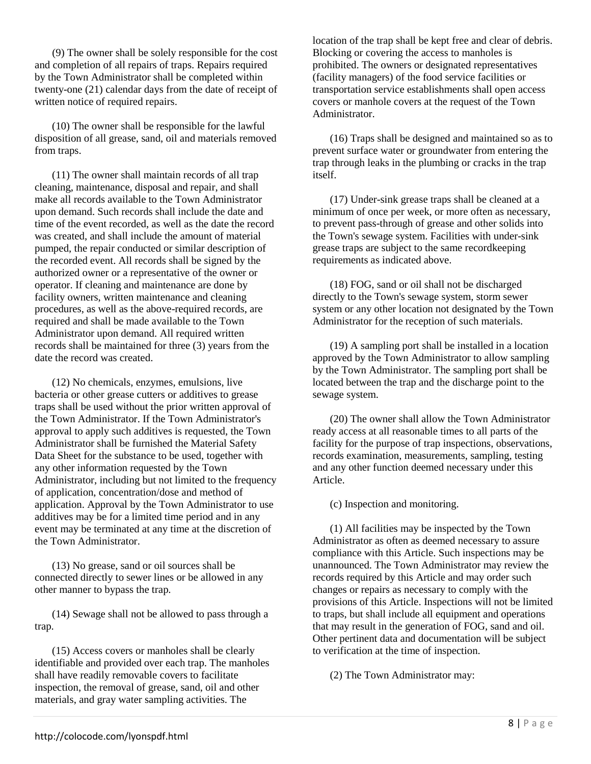(9) The owner shall be solely responsible for the cost and completion of all repairs of traps. Repairs required by the Town Administrator shall be completed within twenty-one (21) calendar days from the date of receipt of written notice of required repairs.

(10) The owner shall be responsible for the lawful disposition of all grease, sand, oil and materials removed from traps.

(11) The owner shall maintain records of all trap cleaning, maintenance, disposal and repair, and shall make all records available to the Town Administrator upon demand. Such records shall include the date and time of the event recorded, as well as the date the record was created, and shall include the amount of material pumped, the repair conducted or similar description of the recorded event. All records shall be signed by the authorized owner or a representative of the owner or operator. If cleaning and maintenance are done by facility owners, written maintenance and cleaning procedures, as well as the above-required records, are required and shall be made available to the Town Administrator upon demand. All required written records shall be maintained for three (3) years from the date the record was created.

(12) No chemicals, enzymes, emulsions, live bacteria or other grease cutters or additives to grease traps shall be used without the prior written approval of the Town Administrator. If the Town Administrator's approval to apply such additives is requested, the Town Administrator shall be furnished the Material Safety Data Sheet for the substance to be used, together with any other information requested by the Town Administrator, including but not limited to the frequency of application, concentration/dose and method of application. Approval by the Town Administrator to use additives may be for a limited time period and in any event may be terminated at any time at the discretion of the Town Administrator.

(13) No grease, sand or oil sources shall be connected directly to sewer lines or be allowed in any other manner to bypass the trap.

(14) Sewage shall not be allowed to pass through a trap.

(15) Access covers or manholes shall be clearly identifiable and provided over each trap. The manholes shall have readily removable covers to facilitate inspection, the removal of grease, sand, oil and other materials, and gray water sampling activities. The location of the trap shall be kept free and clear of debris. Blocking or covering the access to manholes is prohibited. The owners or designated representatives (facility managers) of the food service facilities or transportation service establishments shall open access covers or manhole covers at the request of the Town Administrator.

(16) Traps shall be designed and maintained so as to prevent surface water or groundwater from entering the trap through leaks in the plumbing or cracks in the trap itself.

(17) Under-sink grease traps shall be cleaned at a minimum of once per week, or more often as necessary, to prevent pass-through of grease and other solids into the Town's sewage system. Facilities with under-sink grease traps are subject to the same recordkeeping requirements as indicated above.

(18) FOG, sand or oil shall not be discharged directly to the Town's sewage system, storm sewer system or any other location not designated by the Town Administrator for the reception of such materials.

(19) A sampling port shall be installed in a location approved by the Town Administrator to allow sampling by the Town Administrator. The sampling port shall be located between the trap and the discharge point to the sewage system.

(20) The owner shall allow the Town Administrator ready access at all reasonable times to all parts of the facility for the purpose of trap inspections, observations, records examination, measurements, sampling, testing and any other function deemed necessary under this Article.

(c) Inspection and monitoring.

(1) All facilities may be inspected by the Town Administrator as often as deemed necessary to assure compliance with this Article. Such inspections may be unannounced. The Town Administrator may review the records required by this Article and may order such changes or repairs as necessary to comply with the provisions of this Article. Inspections will not be limited to traps, but shall include all equipment and operations that may result in the generation of FOG, sand and oil. Other pertinent data and documentation will be subject to verification at the time of inspection.

(2) The Town Administrator may: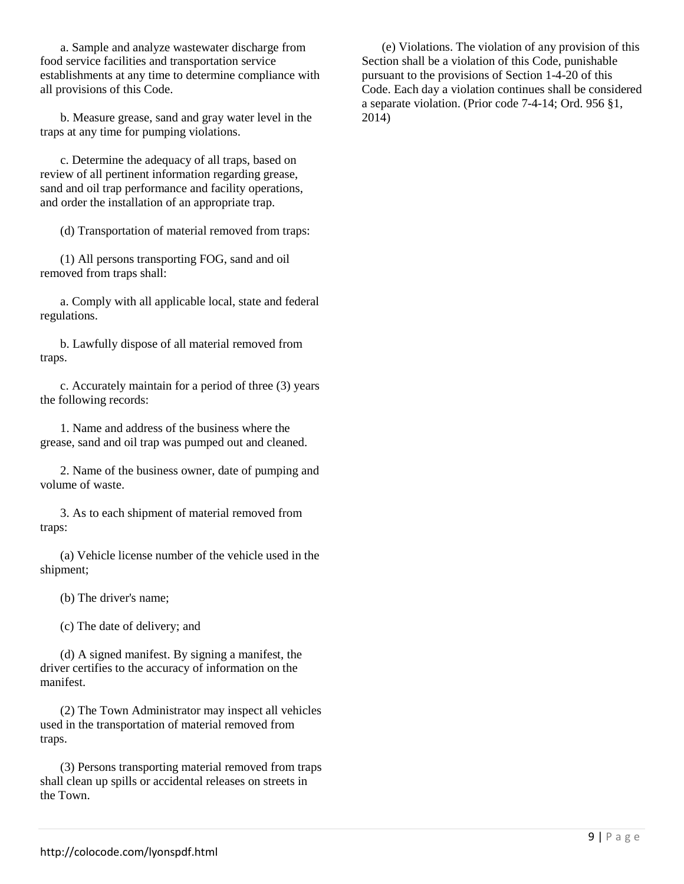a. Sample and analyze wastewater discharge from food service facilities and transportation service establishments at any time to determine compliance with all provisions of this Code.

b. Measure grease, sand and gray water level in the traps at any time for pumping violations.

c. Determine the adequacy of all traps, based on review of all pertinent information regarding grease, sand and oil trap performance and facility operations, and order the installation of an appropriate trap.

(d) Transportation of material removed from traps:

(1) All persons transporting FOG, sand and oil removed from traps shall:

a. Comply with all applicable local, state and federal regulations.

b. Lawfully dispose of all material removed from traps.

c. Accurately maintain for a period of three (3) years the following records:

1. Name and address of the business where the grease, sand and oil trap was pumped out and cleaned.

2. Name of the business owner, date of pumping and volume of waste.

3. As to each shipment of material removed from traps:

(a) Vehicle license number of the vehicle used in the shipment;

(b) The driver's name;

(c) The date of delivery; and

(d) A signed manifest. By signing a manifest, the driver certifies to the accuracy of information on the manifest.

(2) The Town Administrator may inspect all vehicles used in the transportation of material removed from traps.

(3) Persons transporting material removed from traps shall clean up spills or accidental releases on streets in the Town.

(e) Violations. The violation of any provision of this Section shall be a violation of this Code, punishable pursuant to the provisions of Section 1-4-20 of this Code. Each day a violation continues shall be considered a separate violation. (Prior code 7-4-14; Ord. 956 §1, 2014)

http://colocode.com/lyonspdf.html